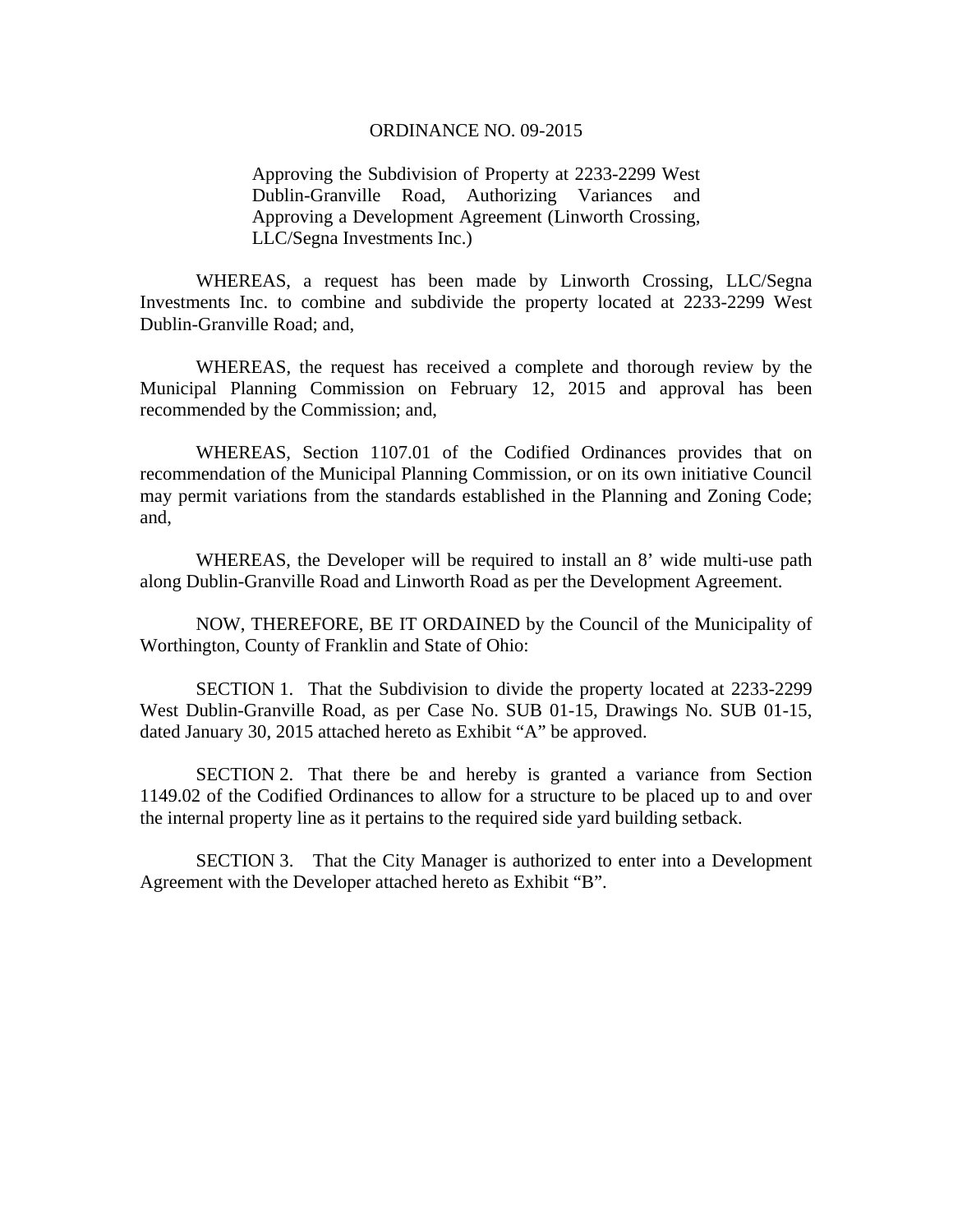# ORDINANCE NO. 09-2015

Approving the Subdivision of Property at 2233-2299 West Dublin-Granville Road, Authorizing Variances and Approving a Development Agreement (Linworth Crossing, LLC/Segna Investments Inc.)

WHEREAS, a request has been made by Linworth Crossing, LLC/Segna Investments Inc. to combine and subdivide the property located at 2233-2299 West Dublin-Granville Road; and,

WHEREAS, the request has received a complete and thorough review by the Municipal Planning Commission on February 12, 2015 and approval has been recommended by the Commission; and,

WHEREAS, Section 1107.01 of the Codified Ordinances provides that on recommendation of the Municipal Planning Commission, or on its own initiative Council may permit variations from the standards established in the Planning and Zoning Code; and,

WHEREAS, the Developer will be required to install an 8' wide multi-use path along Dublin-Granville Road and Linworth Road as per the Development Agreement.

NOW, THEREFORE, BE IT ORDAINED by the Council of the Municipality of Worthington, County of Franklin and State of Ohio:

SECTION 1. That the Subdivision to divide the property located at 2233-2299 West Dublin-Granville Road, as per Case No. SUB 01-15, Drawings No. SUB 01-15, dated January 30, 2015 attached hereto as Exhibit "A" be approved.

SECTION 2. That there be and hereby is granted a variance from Section 1149.02 of the Codified Ordinances to allow for a structure to be placed up to and over the internal property line as it pertains to the required side yard building setback.

SECTION 3. That the City Manager is authorized to enter into a Development Agreement with the Developer attached hereto as Exhibit "B".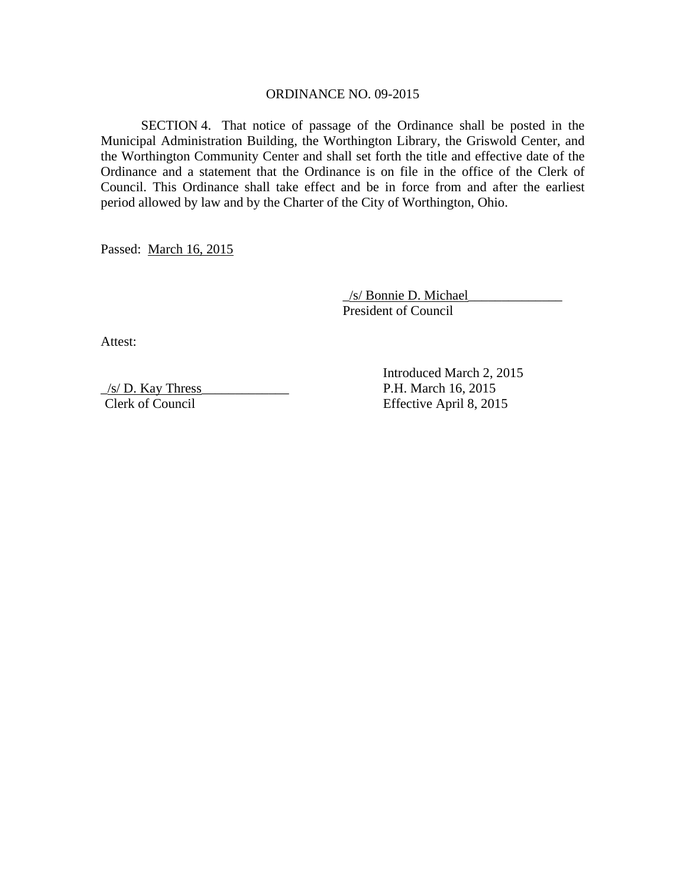ORDINANCE NO. 09-2015

SECTION 4. That notice of passage of the Ordinance shall be posted in the Municipal Administration Building, the Worthington Library, the Griswold Center, and the Worthington Community Center and shall set forth the title and effective date of the Ordinance and a statement that the Ordinance is on file in the office of the Clerk of Council. This Ordinance shall take effect and be in force from and after the earliest period allowed by law and by the Charter of the City of Worthington, Ohio.

Passed: March 16, 2015

_/s/ Bonnie D. Michael______________
President of Council

Attest:

_/s/ D. Kay Thress_____________
Clerk of Council

Introduced March 2, 2015
P.H. March 16, 2015
Effective April 8, 2015